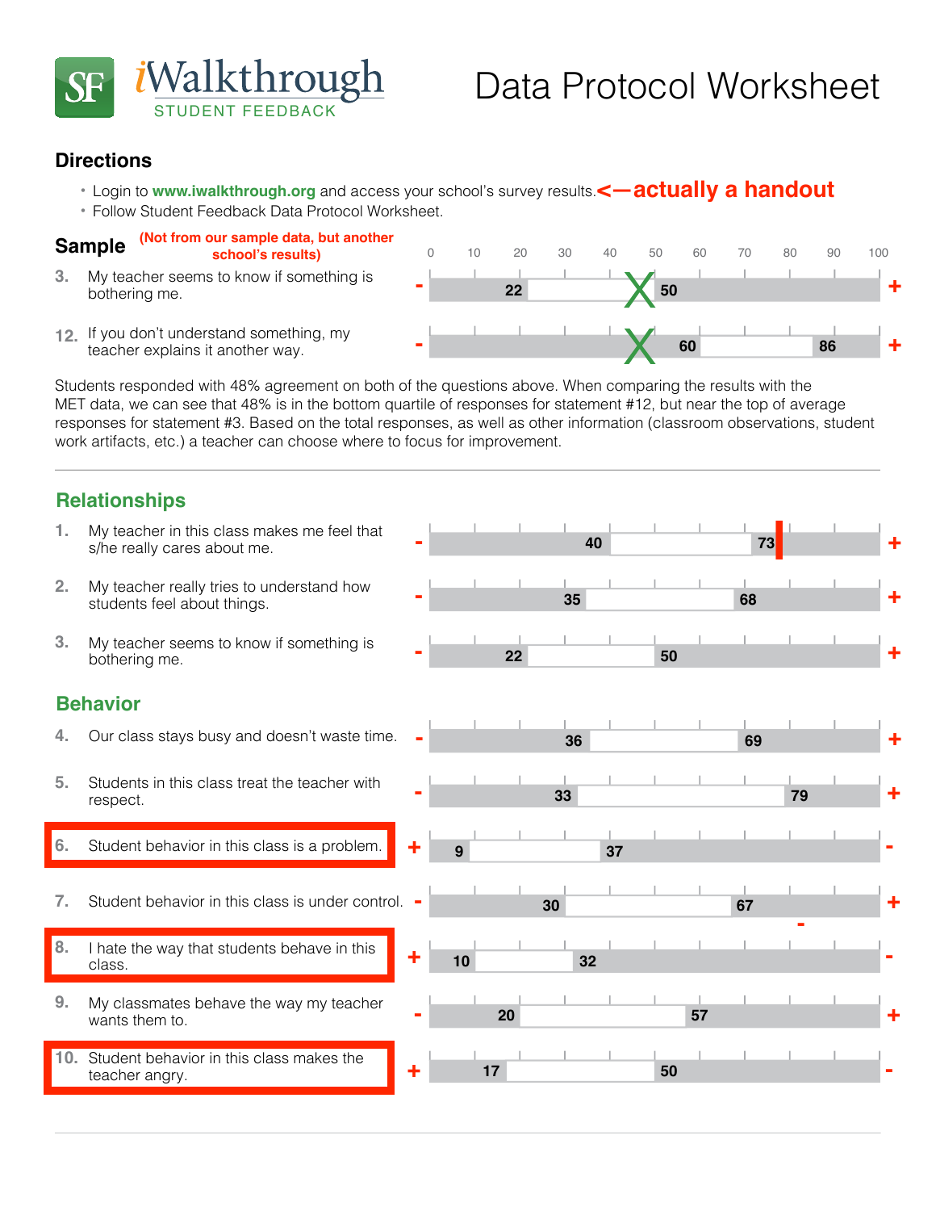# iWalkthrough STUDENT FEEDBACK

# Data Protocol Worksheet

## Directions

- Login to **www.iwalkthrough.org** and access your school's survey results. **<—actually a handout**
- Follow Student Feedback Data Protocol Worksheet.

## Sample

**(Not from our sample data, but another school's results)**

Scale: 0 10 20 30 40 50 60 70 80 90 100

| # | Statement | Left | Low | High | Right |
|---|---|---|---|---|---|
| 3. | My teacher seems to know if something is bothering me. | - | 22 | 50 | + |
| 12. | If you don't understand something, my teacher explains it another way. | - | 60 | 86 | + |

Students responded with 48% agreement on both of the questions above. When comparing the results with the MET data, we can see that 48% is in the bottom quartile of responses for statement #12, but near the top of average responses for statement #3. Based on the total responses, as well as other information (classroom observations, student work artifacts, etc.) a teacher can choose where to focus for improvement.

---

## Relationships

| # | Statement | Left | Low | High | Right |
|---|---|---|---|---|---|
| 1. | My teacher in this class makes me feel that s/he really cares about me. | - | 40 | 73 | + |
| 2. | My teacher really tries to understand how students feel about things. | - | 35 | 68 | + |
| 3. | My teacher seems to know if something is bothering me. | - | 22 | 50 | + |

## Behavior

| # | Statement | Left | Low | High | Right |
|---|---|---|---|---|---|
| 4. | Our class stays busy and doesn't waste time. | - | 36 | 69 | + |
| 5. | Students in this class treat the teacher with respect. | - | 33 | 79 | + |
| 6. | Student behavior in this class is a problem. | + | 9 | 37 | - |
| 7. | Student behavior in this class is under control. | - | 30 | 67 | + |
| 8. | I hate the way that students behave in this class. | + | 10 | 32 | - |
| 9. | My classmates behave the way my teacher wants them to. | - | 20 | 57 | + |
| 10. | Student behavior in this class makes the teacher angry. | + | 17 | 50 | - |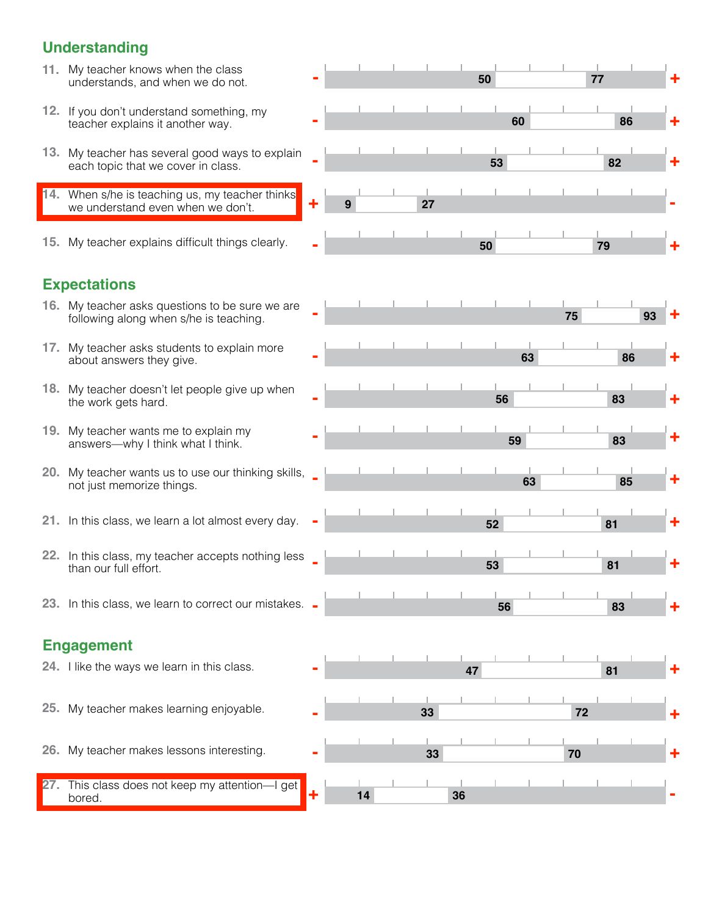## Understanding

| Item | | Low | High | |
|---|---|---|---|---|
| 11. My teacher knows when the class understands, and when we do not. | - | 50 | 77 | + |
| 12. If you don't understand something, my teacher explains it another way. | - | 60 | 86 | + |
| 13. My teacher has several good ways to explain each topic that we cover in class. | - | 53 | 82 | + |
| 14. When s/he is teaching us, my teacher thinks we understand even when we don't. | + | 9 | 27 | - |
| 15. My teacher explains difficult things clearly. | - | 50 | 79 | + |

## Expectations

| Item | | Low | High | |
|---|---|---|---|---|
| 16. My teacher asks questions to be sure we are following along when s/he is teaching. | - | 75 | 93 | + |
| 17. My teacher asks students to explain more about answers they give. | - | 63 | 86 | + |
| 18. My teacher doesn't let people give up when the work gets hard. | - | 56 | 83 | + |
| 19. My teacher wants me to explain my answers—why I think what I think. | - | 59 | 83 | + |
| 20. My teacher wants us to use our thinking skills, not just memorize things. | - | 63 | 85 | + |
| 21. In this class, we learn a lot almost every day. | - | 52 | 81 | + |
| 22. In this class, my teacher accepts nothing less than our full effort. | - | 53 | 81 | + |
| 23. In this class, we learn to correct our mistakes. | - | 56 | 83 | + |

## Engagement

| Item | | Low | High | |
|---|---|---|---|---|
| 24. I like the ways we learn in this class. | - | 47 | 81 | + |
| 25. My teacher makes learning enjoyable. | - | 33 | 72 | + |
| 26. My teacher makes lessons interesting. | - | 33 | 70 | + |
| 27. This class does not keep my attention—I get bored. | + | 14 | 36 | - |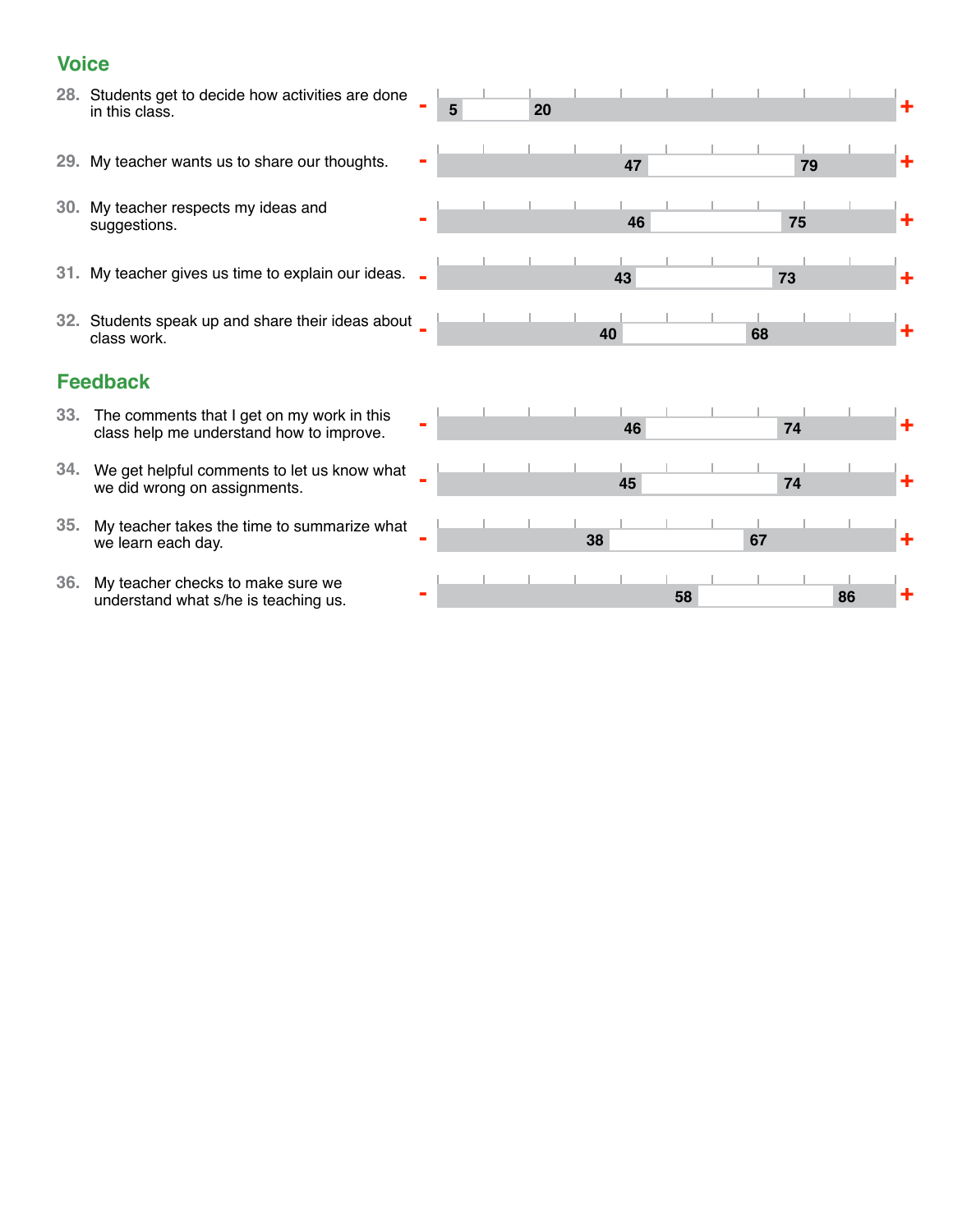## Voice

28. Students get to decide how activities are done in this class.

- 5 20 +

29. My teacher wants us to share our thoughts.

- 47 79 +

30. My teacher respects my ideas and suggestions.

- 46 75 +

31. My teacher gives us time to explain our ideas.

- 43 73 +

32. Students speak up and share their ideas about class work.

- 40 68 +

## Feedback

33. The comments that I get on my work in this class help me understand how to improve.

- 46 74 +

34. We get helpful comments to let us know what we did wrong on assignments.

- 45 74 +

35. My teacher takes the time to summarize what we learn each day.

- 38 67 +

36. My teacher checks to make sure we understand what s/he is teaching us.

- 58 86 +